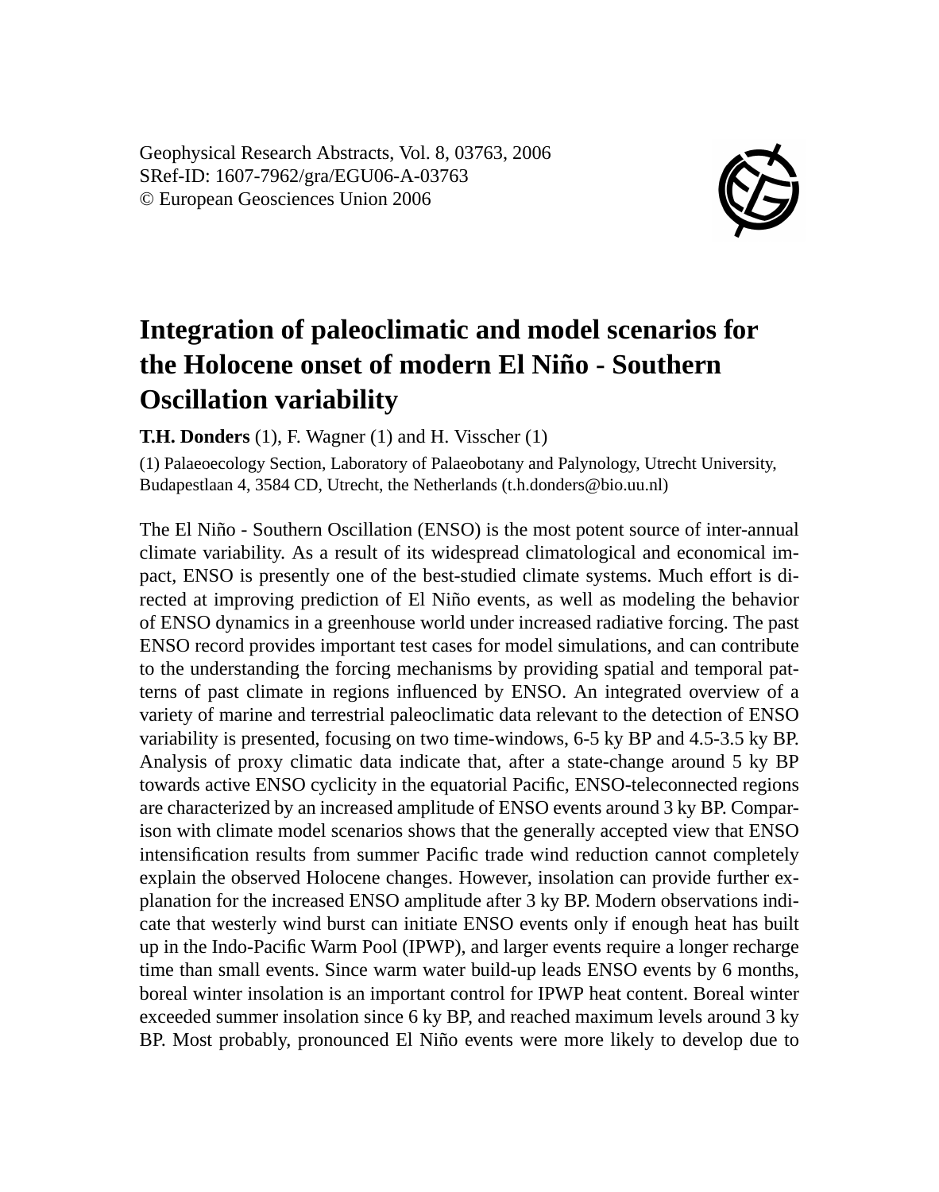Geophysical Research Abstracts, Vol. 8, 03763, 2006
SRef-ID: 1607-7962/gra/EGU06-A-03763
© European Geosciences Union 2006

# Integration of paleoclimatic and model scenarios for the Holocene onset of modern El Niño - Southern Oscillation variability

**T.H. Donders** (1), F. Wagner (1) and H. Visscher (1)

(1) Palaeoecology Section, Laboratory of Palaeobotany and Palynology, Utrecht University, Budapestlaan 4, 3584 CD, Utrecht, the Netherlands (t.h.donders@bio.uu.nl)

The El Niño - Southern Oscillation (ENSO) is the most potent source of inter-annual climate variability. As a result of its widespread climatological and economical impact, ENSO is presently one of the best-studied climate systems. Much effort is directed at improving prediction of El Niño events, as well as modeling the behavior of ENSO dynamics in a greenhouse world under increased radiative forcing. The past ENSO record provides important test cases for model simulations, and can contribute to the understanding the forcing mechanisms by providing spatial and temporal patterns of past climate in regions influenced by ENSO. An integrated overview of a variety of marine and terrestrial paleoclimatic data relevant to the detection of ENSO variability is presented, focusing on two time-windows, 6-5 ky BP and 4.5-3.5 ky BP. Analysis of proxy climatic data indicate that, after a state-change around 5 ky BP towards active ENSO cyclicity in the equatorial Pacific, ENSO-teleconnected regions are characterized by an increased amplitude of ENSO events around 3 ky BP. Comparison with climate model scenarios shows that the generally accepted view that ENSO intensification results from summer Pacific trade wind reduction cannot completely explain the observed Holocene changes. However, insolation can provide further explanation for the increased ENSO amplitude after 3 ky BP. Modern observations indicate that westerly wind burst can initiate ENSO events only if enough heat has built up in the Indo-Pacific Warm Pool (IPWP), and larger events require a longer recharge time than small events. Since warm water build-up leads ENSO events by 6 months, boreal winter insolation is an important control for IPWP heat content. Boreal winter exceeded summer insolation since 6 ky BP, and reached maximum levels around 3 ky BP. Most probably, pronounced El Niño events were more likely to develop due to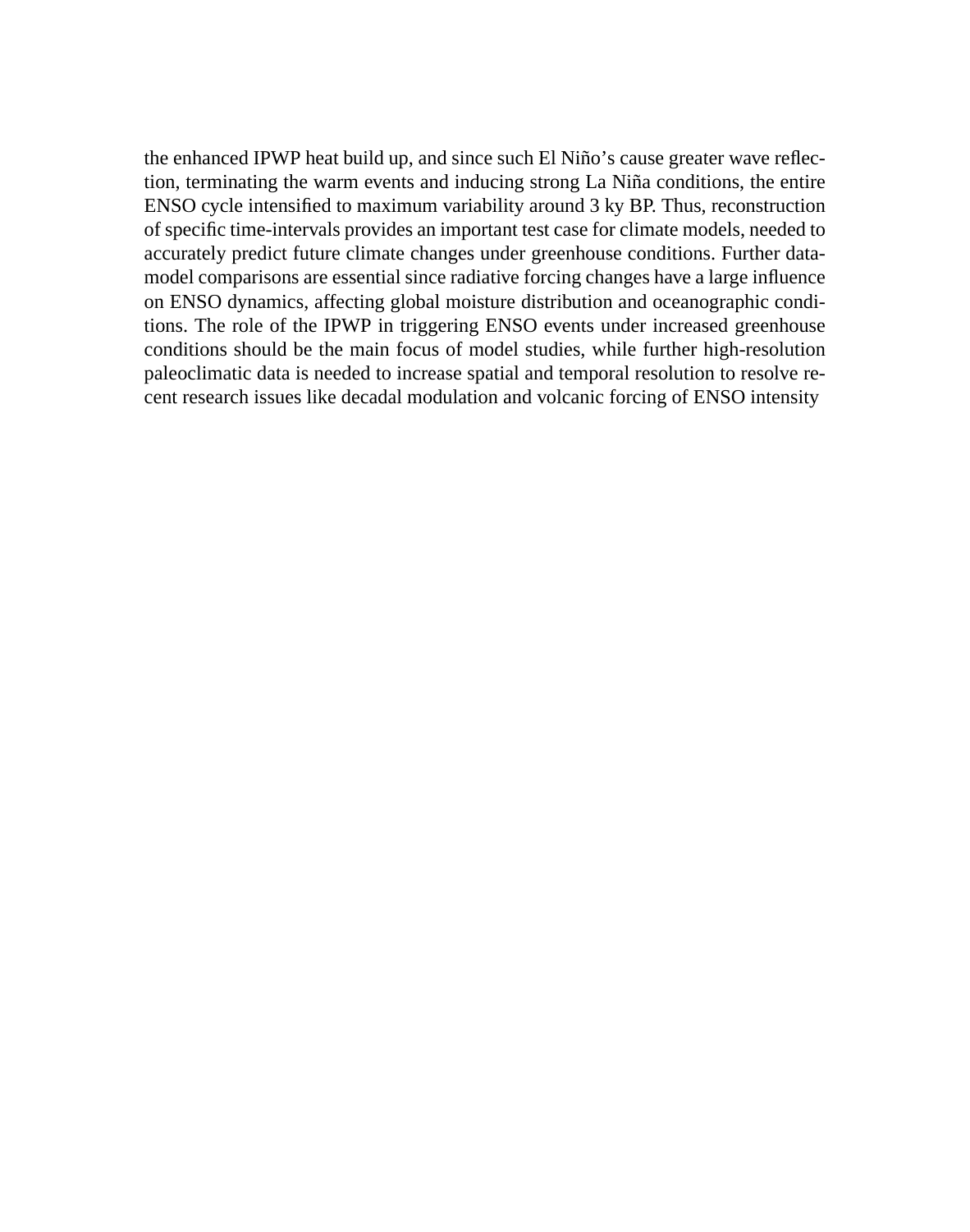the enhanced IPWP heat build up, and since such El Niño's cause greater wave reflection, terminating the warm events and inducing strong La Niña conditions, the entire ENSO cycle intensified to maximum variability around 3 ky BP. Thus, reconstruction of specific time-intervals provides an important test case for climate models, needed to accurately predict future climate changes under greenhouse conditions. Further data-model comparisons are essential since radiative forcing changes have a large influence on ENSO dynamics, affecting global moisture distribution and oceanographic conditions. The role of the IPWP in triggering ENSO events under increased greenhouse conditions should be the main focus of model studies, while further high-resolution paleoclimatic data is needed to increase spatial and temporal resolution to resolve recent research issues like decadal modulation and volcanic forcing of ENSO intensity